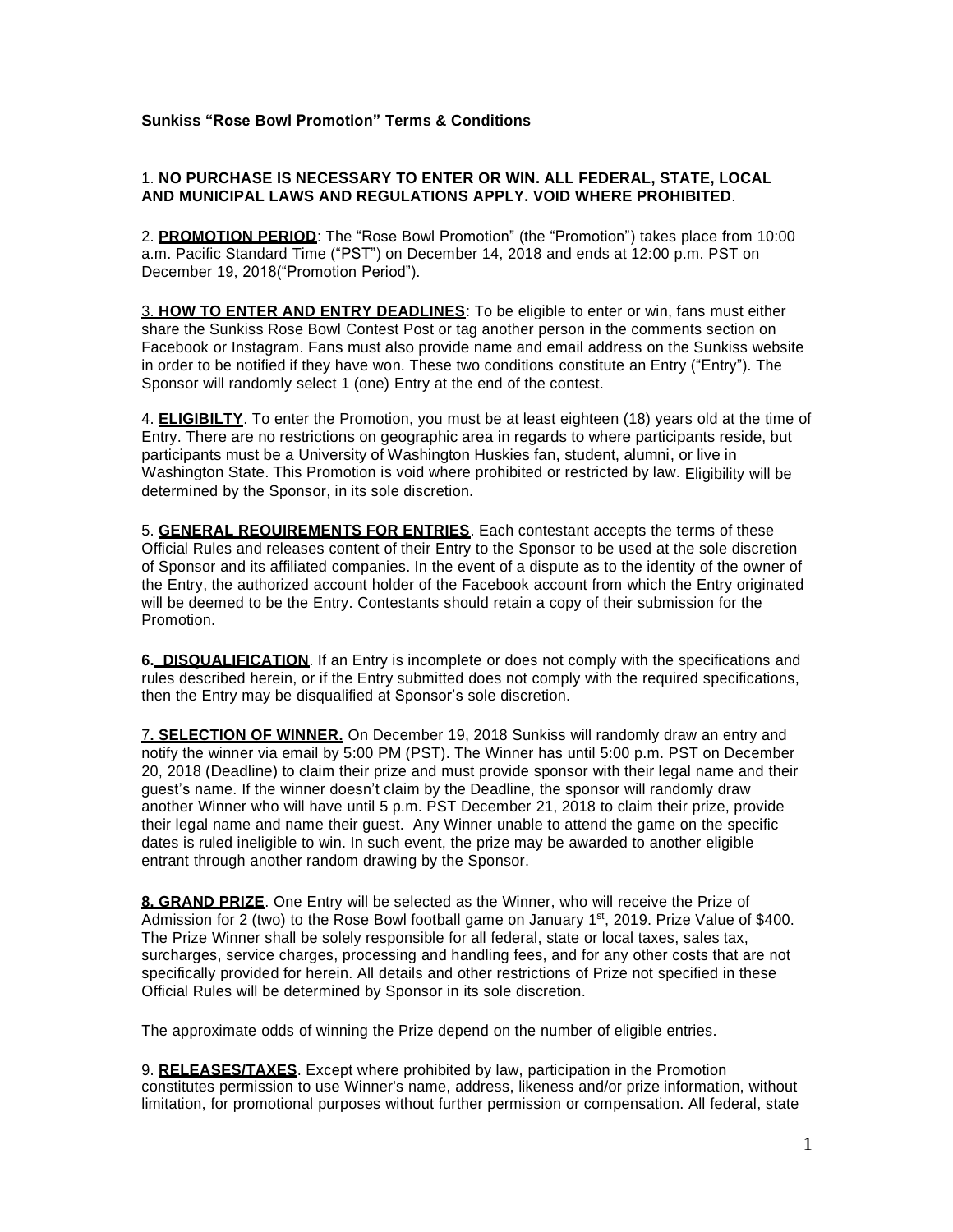**Sunkiss "Rose Bowl Promotion" Terms & Conditions**

1. **NO PURCHASE IS NECESSARY TO ENTER OR WIN. ALL FEDERAL, STATE, LOCAL AND MUNICIPAL LAWS AND REGULATIONS APPLY. VOID WHERE PROHIBITED**.

2. **PROMOTION PERIOD**: The "Rose Bowl Promotion" (the "Promotion") takes place from 10:00 a.m. Pacific Standard Time ("PST") on December 14, 2018 and ends at 12:00 p.m. PST on December 19, 2018("Promotion Period").

3. **HOW TO ENTER AND ENTRY DEADLINES**: To be eligible to enter or win, fans must either share the Sunkiss Rose Bowl Contest Post or tag another person in the comments section on Facebook or Instagram. Fans must also provide name and email address on the Sunkiss website in order to be notified if they have won. These two conditions constitute an Entry ("Entry"). The Sponsor will randomly select 1 (one) Entry at the end of the contest.

4. **ELIGIBILTY**. To enter the Promotion, you must be at least eighteen (18) years old at the time of Entry. There are no restrictions on geographic area in regards to where participants reside, but participants must be a University of Washington Huskies fan, student, alumni, or live in Washington State. This Promotion is void where prohibited or restricted by law. Eligibility will be determined by the Sponsor, in its sole discretion.

5. **GENERAL REQUIREMENTS FOR ENTRIES**. Each contestant accepts the terms of these Official Rules and releases content of their Entry to the Sponsor to be used at the sole discretion of Sponsor and its affiliated companies. In the event of a dispute as to the identity of the owner of the Entry, the authorized account holder of the Facebook account from which the Entry originated will be deemed to be the Entry. Contestants should retain a copy of their submission for the Promotion.

**6. DISQUALIFICATION**. If an Entry is incomplete or does not comply with the specifications and rules described herein, or if the Entry submitted does not comply with the required specifications, then the Entry may be disqualified at Sponsor's sole discretion.

7**. SELECTION OF WINNER.** On December 19, 2018 Sunkiss will randomly draw an entry and notify the winner via email by 5:00 PM (PST). The Winner has until 5:00 p.m. PST on December 20, 2018 (Deadline) to claim their prize and must provide sponsor with their legal name and their guest's name. If the winner doesn't claim by the Deadline, the sponsor will randomly draw another Winner who will have until 5 p.m. PST December 21, 2018 to claim their prize, provide their legal name and name their guest. Any Winner unable to attend the game on the specific dates is ruled ineligible to win. In such event, the prize may be awarded to another eligible entrant through another random drawing by the Sponsor.

**8. GRAND PRIZE**. One Entry will be selected as the Winner, who will receive the Prize of Admission for 2 (two) to the Rose Bowl football game on January 1st, 2019. Prize Value of $400. The Prize Winner shall be solely responsible for all federal, state or local taxes, sales tax, surcharges, service charges, processing and handling fees, and for any other costs that are not specifically provided for herein. All details and other restrictions of Prize not specified in these Official Rules will be determined by Sponsor in its sole discretion.

The approximate odds of winning the Prize depend on the number of eligible entries.

9. **RELEASES/TAXES**. Except where prohibited by law, participation in the Promotion constitutes permission to use Winner's name, address, likeness and/or prize information, without limitation, for promotional purposes without further permission or compensation. All federal, state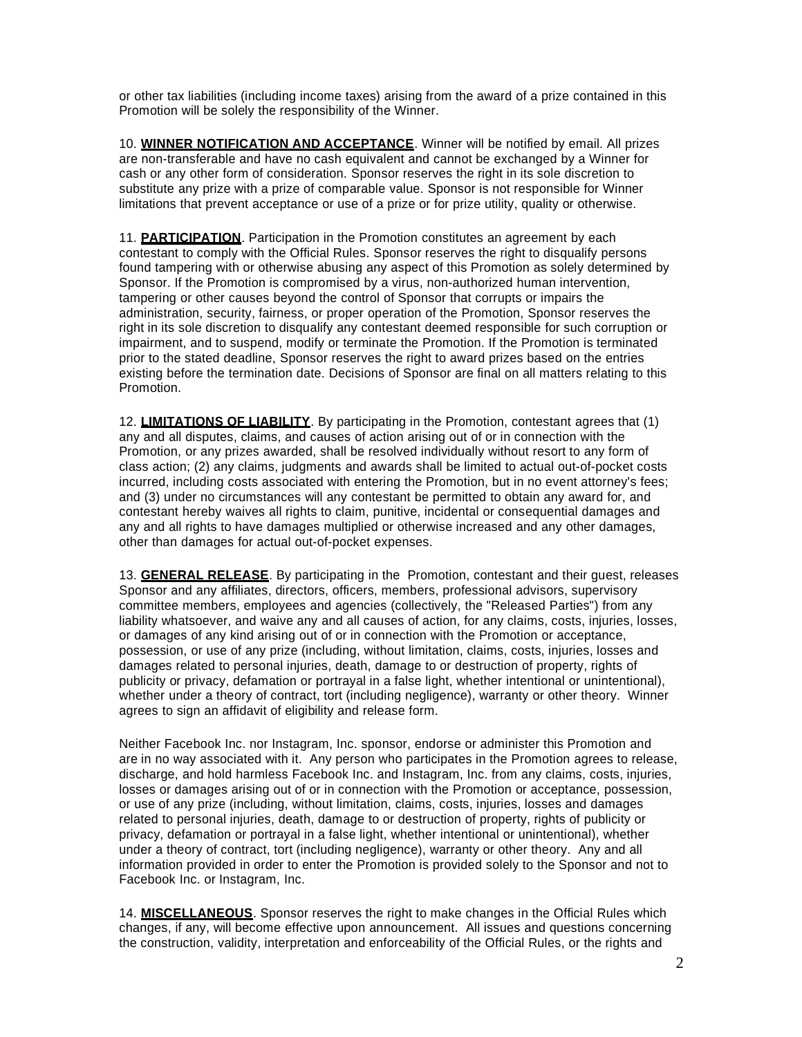or other tax liabilities (including income taxes) arising from the award of a prize contained in this Promotion will be solely the responsibility of the Winner.

10. **WINNER NOTIFICATION AND ACCEPTANCE**. Winner will be notified by email. All prizes are non-transferable and have no cash equivalent and cannot be exchanged by a Winner for cash or any other form of consideration. Sponsor reserves the right in its sole discretion to substitute any prize with a prize of comparable value. Sponsor is not responsible for Winner limitations that prevent acceptance or use of a prize or for prize utility, quality or otherwise.

11. **PARTICIPATION**. Participation in the Promotion constitutes an agreement by each contestant to comply with the Official Rules. Sponsor reserves the right to disqualify persons found tampering with or otherwise abusing any aspect of this Promotion as solely determined by Sponsor. If the Promotion is compromised by a virus, non-authorized human intervention, tampering or other causes beyond the control of Sponsor that corrupts or impairs the administration, security, fairness, or proper operation of the Promotion, Sponsor reserves the right in its sole discretion to disqualify any contestant deemed responsible for such corruption or impairment, and to suspend, modify or terminate the Promotion. If the Promotion is terminated prior to the stated deadline, Sponsor reserves the right to award prizes based on the entries existing before the termination date. Decisions of Sponsor are final on all matters relating to this Promotion.

12. **LIMITATIONS OF LIABILITY**. By participating in the Promotion, contestant agrees that (1) any and all disputes, claims, and causes of action arising out of or in connection with the Promotion, or any prizes awarded, shall be resolved individually without resort to any form of class action; (2) any claims, judgments and awards shall be limited to actual out-of-pocket costs incurred, including costs associated with entering the Promotion, but in no event attorney's fees; and (3) under no circumstances will any contestant be permitted to obtain any award for, and contestant hereby waives all rights to claim, punitive, incidental or consequential damages and any and all rights to have damages multiplied or otherwise increased and any other damages, other than damages for actual out-of-pocket expenses.

13. **GENERAL RELEASE**. By participating in the Promotion, contestant and their guest, releases Sponsor and any affiliates, directors, officers, members, professional advisors, supervisory committee members, employees and agencies (collectively, the "Released Parties") from any liability whatsoever, and waive any and all causes of action, for any claims, costs, injuries, losses, or damages of any kind arising out of or in connection with the Promotion or acceptance, possession, or use of any prize (including, without limitation, claims, costs, injuries, losses and damages related to personal injuries, death, damage to or destruction of property, rights of publicity or privacy, defamation or portrayal in a false light, whether intentional or unintentional), whether under a theory of contract, tort (including negligence), warranty or other theory. Winner agrees to sign an affidavit of eligibility and release form.

Neither Facebook Inc. nor Instagram, Inc. sponsor, endorse or administer this Promotion and are in no way associated with it. Any person who participates in the Promotion agrees to release, discharge, and hold harmless Facebook Inc. and Instagram, Inc. from any claims, costs, injuries, losses or damages arising out of or in connection with the Promotion or acceptance, possession, or use of any prize (including, without limitation, claims, costs, injuries, losses and damages related to personal injuries, death, damage to or destruction of property, rights of publicity or privacy, defamation or portrayal in a false light, whether intentional or unintentional), whether under a theory of contract, tort (including negligence), warranty or other theory. Any and all information provided in order to enter the Promotion is provided solely to the Sponsor and not to Facebook Inc. or Instagram, Inc.

14. **MISCELLANEOUS**. Sponsor reserves the right to make changes in the Official Rules which changes, if any, will become effective upon announcement. All issues and questions concerning the construction, validity, interpretation and enforceability of the Official Rules, or the rights and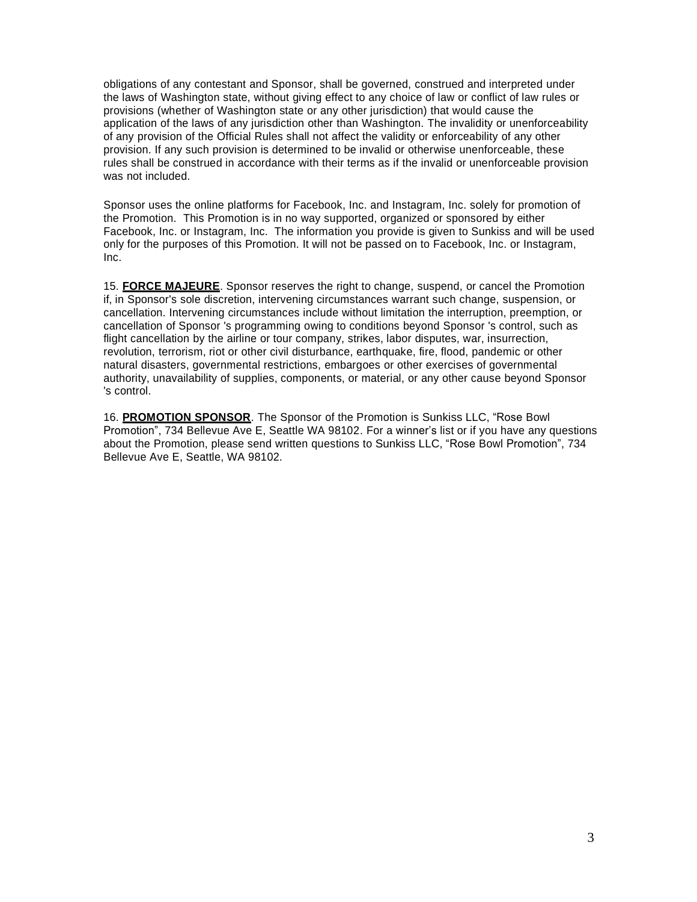obligations of any contestant and Sponsor, shall be governed, construed and interpreted under the laws of Washington state, without giving effect to any choice of law or conflict of law rules or provisions (whether of Washington state or any other jurisdiction) that would cause the application of the laws of any jurisdiction other than Washington. The invalidity or unenforceability of any provision of the Official Rules shall not affect the validity or enforceability of any other provision. If any such provision is determined to be invalid or otherwise unenforceable, these rules shall be construed in accordance with their terms as if the invalid or unenforceable provision was not included.

Sponsor uses the online platforms for Facebook, Inc. and Instagram, Inc. solely for promotion of the Promotion. This Promotion is in no way supported, organized or sponsored by either Facebook, Inc. or Instagram, Inc. The information you provide is given to Sunkiss and will be used only for the purposes of this Promotion. It will not be passed on to Facebook, Inc. or Instagram, Inc.

15. **FORCE MAJEURE**. Sponsor reserves the right to change, suspend, or cancel the Promotion if, in Sponsor's sole discretion, intervening circumstances warrant such change, suspension, or cancellation. Intervening circumstances include without limitation the interruption, preemption, or cancellation of Sponsor 's programming owing to conditions beyond Sponsor 's control, such as flight cancellation by the airline or tour company, strikes, labor disputes, war, insurrection, revolution, terrorism, riot or other civil disturbance, earthquake, fire, flood, pandemic or other natural disasters, governmental restrictions, embargoes or other exercises of governmental authority, unavailability of supplies, components, or material, or any other cause beyond Sponsor 's control.

16. **PROMOTION SPONSOR**. The Sponsor of the Promotion is Sunkiss LLC, “Rose Bowl Promotion”, 734 Bellevue Ave E, Seattle WA 98102. For a winner’s list or if you have any questions about the Promotion, please send written questions to Sunkiss LLC, “Rose Bowl Promotion”, 734 Bellevue Ave E, Seattle, WA 98102.